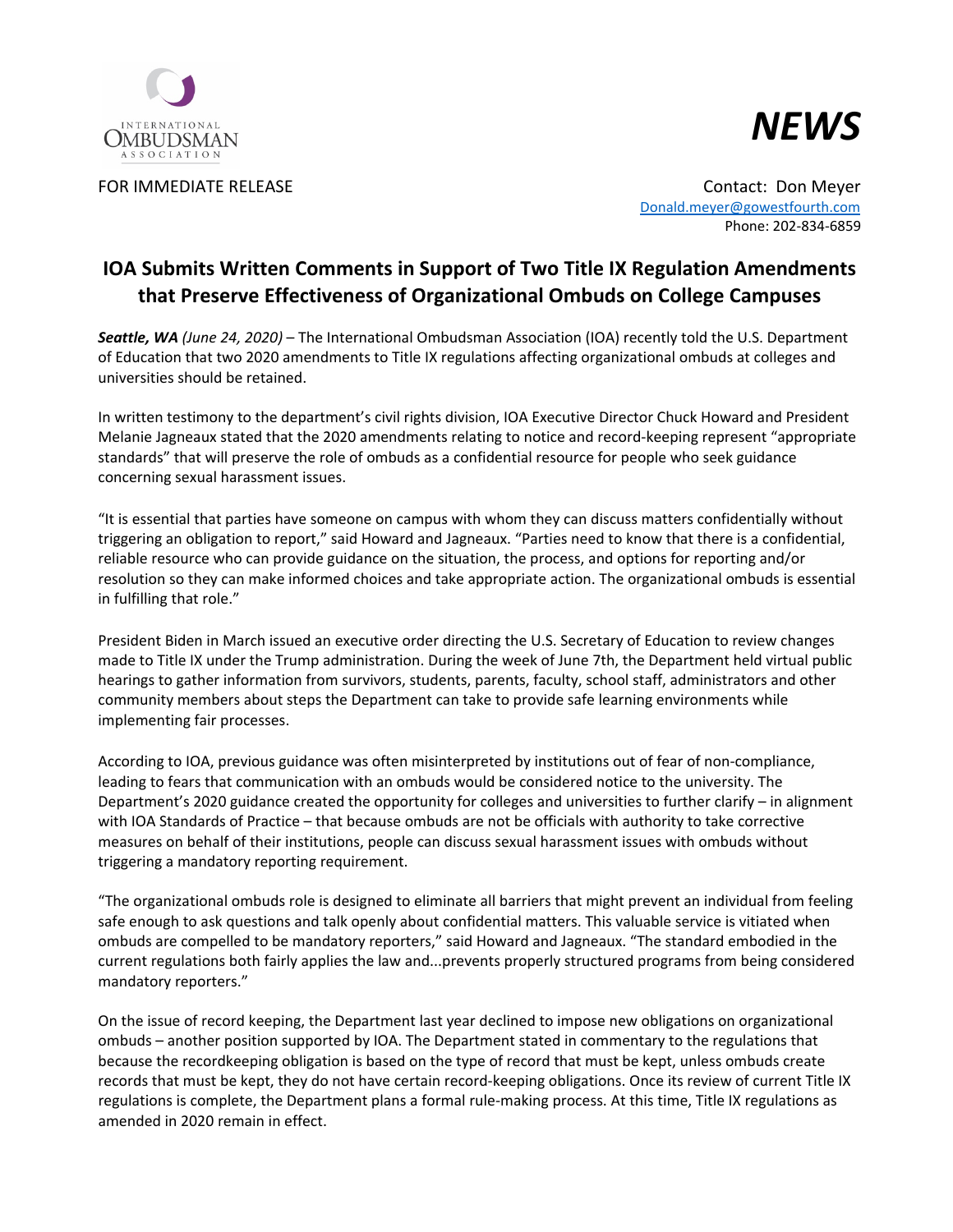INTERNATIONAL OMBUDSMAN ASSOCIATION

# NEWS

FOR IMMEDIATE RELEASE

Contact: Don Meyer
Donald.meyer@gowestfourth.com
Phone: 202-834-6859

## IOA Submits Written Comments in Support of Two Title IX Regulation Amendments that Preserve Effectiveness of Organizational Ombuds on College Campuses

***Seattle, WA*** *(June 24, 2020)* – The International Ombudsman Association (IOA) recently told the U.S. Department of Education that two 2020 amendments to Title IX regulations affecting organizational ombuds at colleges and universities should be retained.

In written testimony to the department's civil rights division, IOA Executive Director Chuck Howard and President Melanie Jagneaux stated that the 2020 amendments relating to notice and record-keeping represent "appropriate standards" that will preserve the role of ombuds as a confidential resource for people who seek guidance concerning sexual harassment issues.

"It is essential that parties have someone on campus with whom they can discuss matters confidentially without triggering an obligation to report," said Howard and Jagneaux. "Parties need to know that there is a confidential, reliable resource who can provide guidance on the situation, the process, and options for reporting and/or resolution so they can make informed choices and take appropriate action. The organizational ombuds is essential in fulfilling that role."

President Biden in March issued an executive order directing the U.S. Secretary of Education to review changes made to Title IX under the Trump administration. During the week of June 7th, the Department held virtual public hearings to gather information from survivors, students, parents, faculty, school staff, administrators and other community members about steps the Department can take to provide safe learning environments while implementing fair processes.

According to IOA, previous guidance was often misinterpreted by institutions out of fear of non-compliance, leading to fears that communication with an ombuds would be considered notice to the university. The Department's 2020 guidance created the opportunity for colleges and universities to further clarify – in alignment with IOA Standards of Practice – that because ombuds are not be officials with authority to take corrective measures on behalf of their institutions, people can discuss sexual harassment issues with ombuds without triggering a mandatory reporting requirement.

"The organizational ombuds role is designed to eliminate all barriers that might prevent an individual from feeling safe enough to ask questions and talk openly about confidential matters. This valuable service is vitiated when ombuds are compelled to be mandatory reporters," said Howard and Jagneaux. "The standard embodied in the current regulations both fairly applies the law and...prevents properly structured programs from being considered mandatory reporters."

On the issue of record keeping, the Department last year declined to impose new obligations on organizational ombuds – another position supported by IOA. The Department stated in commentary to the regulations that because the recordkeeping obligation is based on the type of record that must be kept, unless ombuds create records that must be kept, they do not have certain record-keeping obligations. Once its review of current Title IX regulations is complete, the Department plans a formal rule-making process. At this time, Title IX regulations as amended in 2020 remain in effect.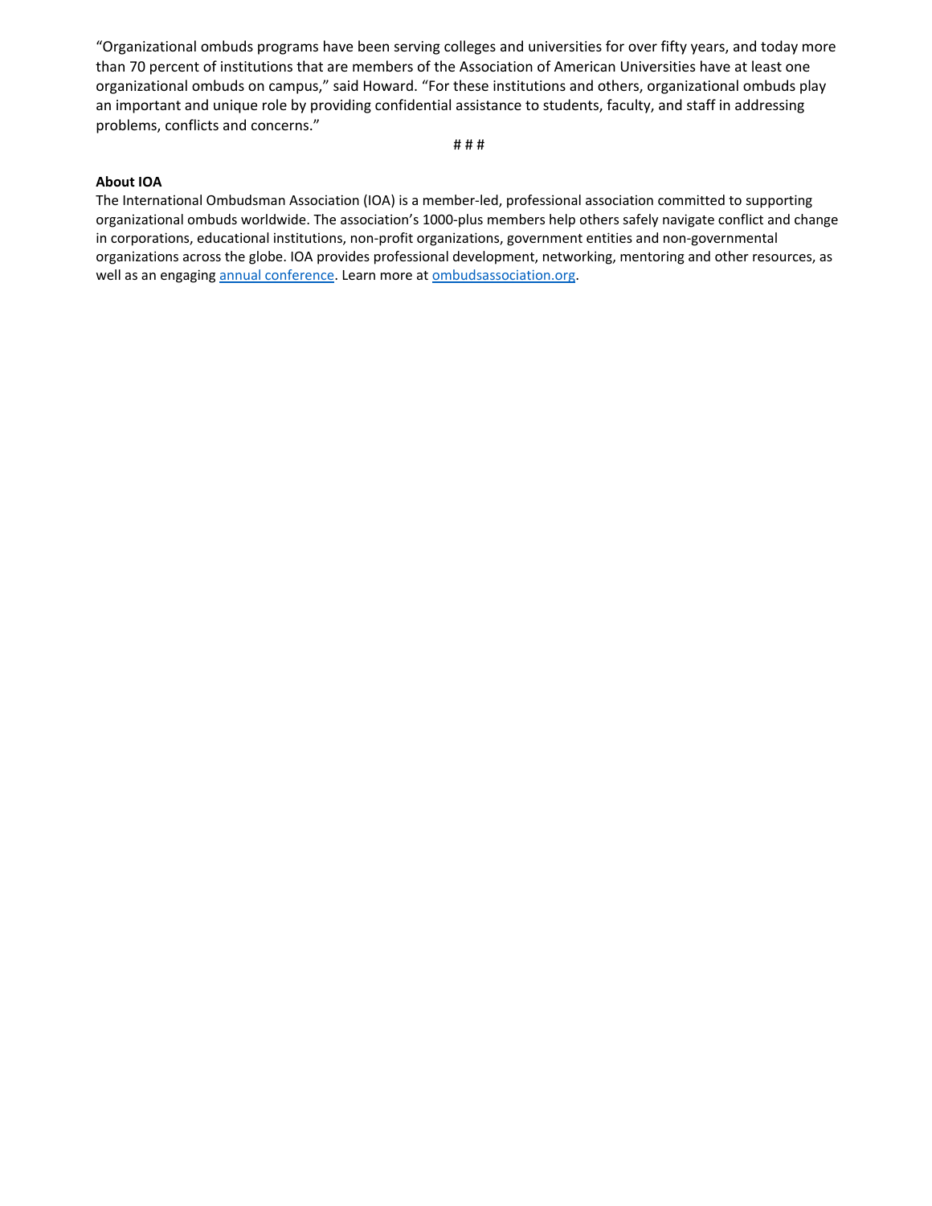"Organizational ombuds programs have been serving colleges and universities for over fifty years, and today more than 70 percent of institutions that are members of the Association of American Universities have at least one organizational ombuds on campus," said Howard. "For these institutions and others, organizational ombuds play an important and unique role by providing confidential assistance to students, faculty, and staff in addressing problems, conflicts and concerns."

# # #

**About IOA**

The International Ombudsman Association (IOA) is a member-led, professional association committed to supporting organizational ombuds worldwide. The association's 1000-plus members help others safely navigate conflict and change in corporations, educational institutions, non-profit organizations, government entities and non-governmental organizations across the globe. IOA provides professional development, networking, mentoring and other resources, as well as an engaging annual conference. Learn more at ombudsassociation.org.